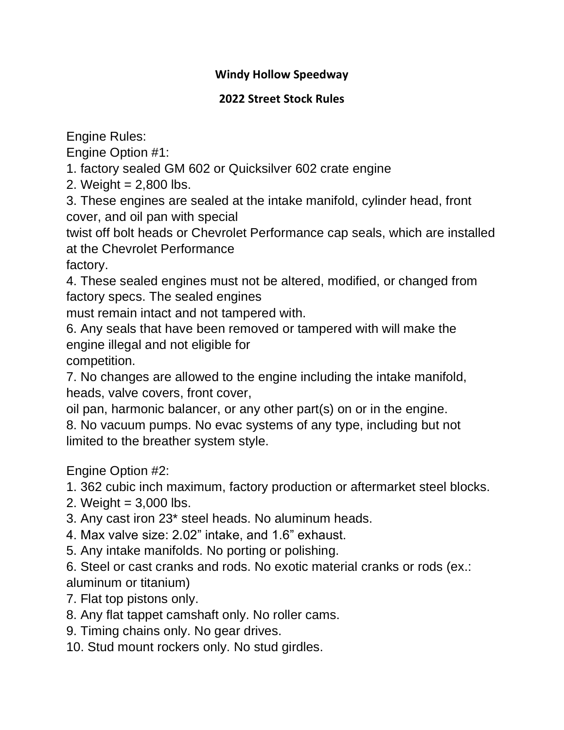**Windy Hollow Speedway**

**2022 Street Stock Rules**

Engine Rules:

Engine Option #1:

1. factory sealed GM 602 or Quicksilver 602 crate engine
2. Weight = 2,800 lbs.
3. These engines are sealed at the intake manifold, cylinder head, front cover, and oil pan with special twist off bolt heads or Chevrolet Performance cap seals, which are installed at the Chevrolet Performance factory.
4. These sealed engines must not be altered, modified, or changed from factory specs. The sealed engines must remain intact and not tampered with.
6. Any seals that have been removed or tampered with will make the engine illegal and not eligible for competition.
7. No changes are allowed to the engine including the intake manifold, heads, valve covers, front cover, oil pan, harmonic balancer, or any other part(s) on or in the engine.
8. No vacuum pumps. No evac systems of any type, including but not limited to the breather system style.

Engine Option #2:

1. 362 cubic inch maximum, factory production or aftermarket steel blocks.
2. Weight = 3,000 lbs.
3. Any cast iron 23* steel heads. No aluminum heads.
4. Max valve size: 2.02” intake, and 1.6” exhaust.
5. Any intake manifolds. No porting or polishing.
6. Steel or cast cranks and rods. No exotic material cranks or rods (ex.: aluminum or titanium)
7. Flat top pistons only.
8. Any flat tappet camshaft only. No roller cams.
9. Timing chains only. No gear drives.
10. Stud mount rockers only. No stud girdles.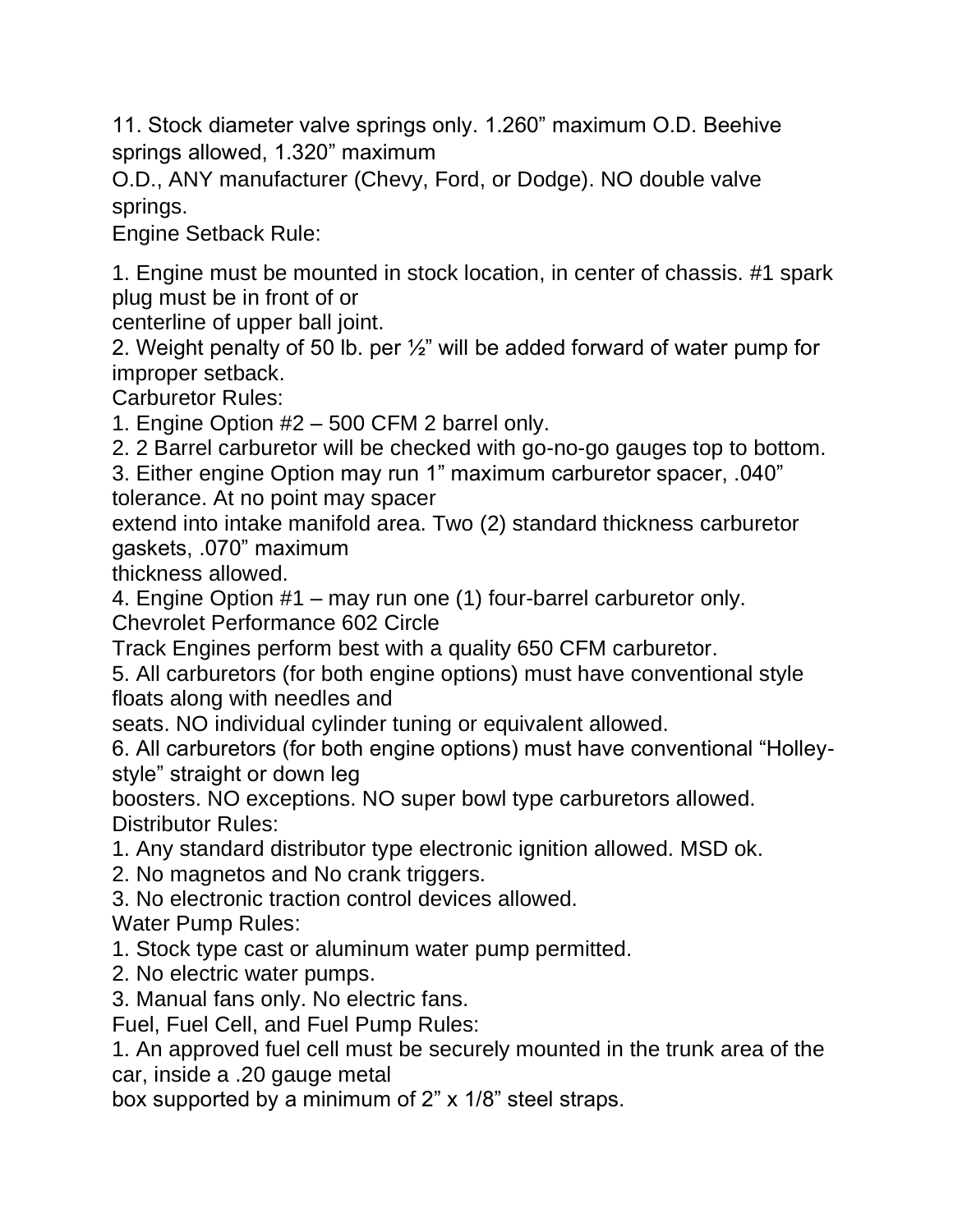11. Stock diameter valve springs only. 1.260” maximum O.D. Beehive springs allowed, 1.320” maximum O.D., ANY manufacturer (Chevy, Ford, or Dodge). NO double valve springs.

Engine Setback Rule:

1. Engine must be mounted in stock location, in center of chassis. #1 spark plug must be in front of or centerline of upper ball joint.
2. Weight penalty of 50 lb. per ½” will be added forward of water pump for improper setback.

Carburetor Rules:

1. Engine Option #2 – 500 CFM 2 barrel only.
2. 2 Barrel carburetor will be checked with go-no-go gauges top to bottom.
3. Either engine Option may run 1” maximum carburetor spacer, .040” tolerance. At no point may spacer extend into intake manifold area. Two (2) standard thickness carburetor gaskets, .070” maximum thickness allowed.
4. Engine Option #1 – may run one (1) four-barrel carburetor only. Chevrolet Performance 602 Circle Track Engines perform best with a quality 650 CFM carburetor.
5. All carburetors (for both engine options) must have conventional style floats along with needles and seats. NO individual cylinder tuning or equivalent allowed.
6. All carburetors (for both engine options) must have conventional “Holley-style” straight or down leg boosters. NO exceptions. NO super bowl type carburetors allowed.

Distributor Rules:

1. Any standard distributor type electronic ignition allowed. MSD ok.
2. No magnetos and No crank triggers.
3. No electronic traction control devices allowed.

Water Pump Rules:

1. Stock type cast or aluminum water pump permitted.
2. No electric water pumps.
3. Manual fans only. No electric fans.

Fuel, Fuel Cell, and Fuel Pump Rules:

1. An approved fuel cell must be securely mounted in the trunk area of the car, inside a .20 gauge metal box supported by a minimum of 2” x 1/8” steel straps.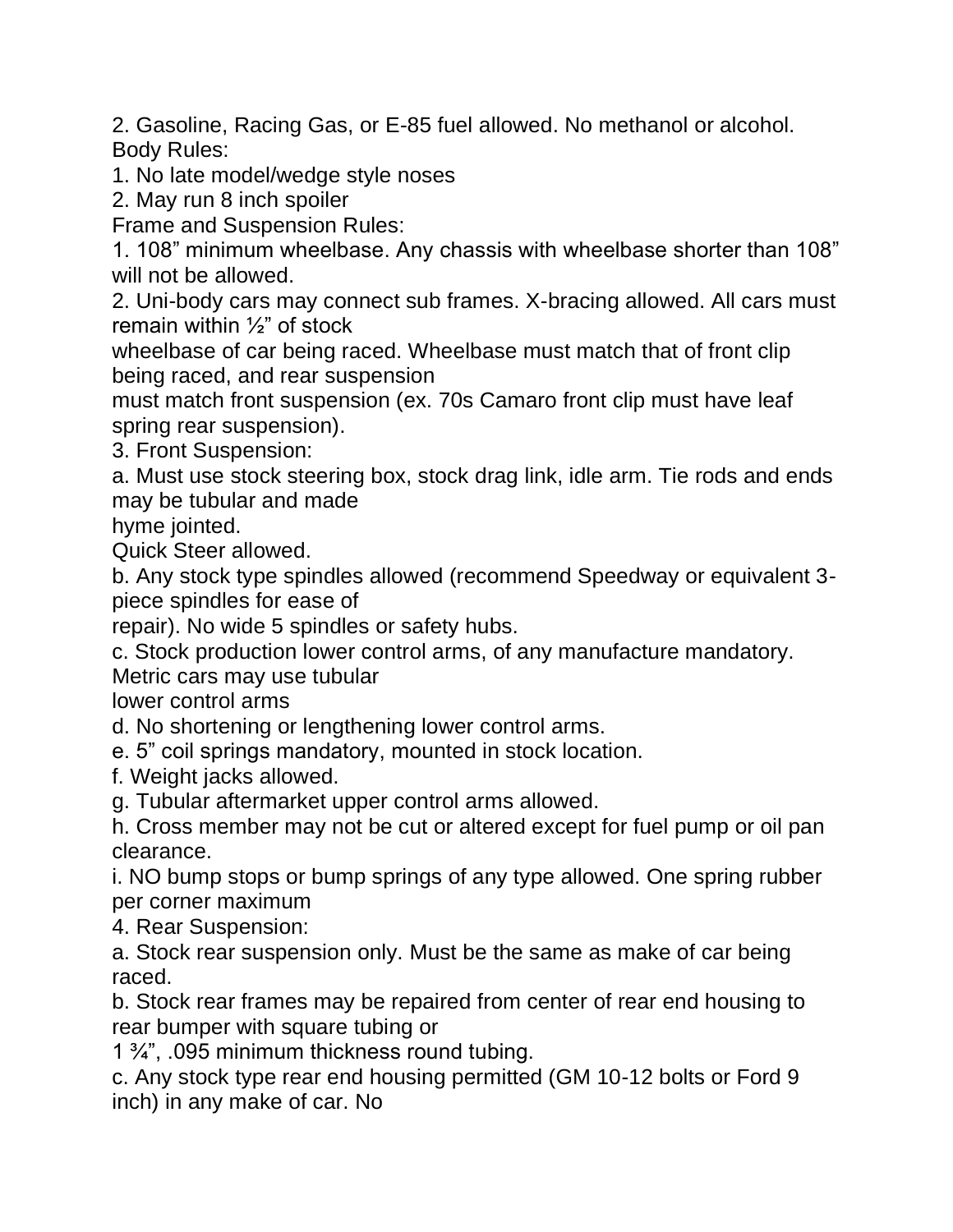2. Gasoline, Racing Gas, or E-85 fuel allowed. No methanol or alcohol.

Body Rules:

1. No late model/wedge style noses
2. May run 8 inch spoiler

Frame and Suspension Rules:

1. 108” minimum wheelbase. Any chassis with wheelbase shorter than 108” will not be allowed.
2. Uni-body cars may connect sub frames. X-bracing allowed. All cars must remain within ½” of stock wheelbase of car being raced. Wheelbase must match that of front clip being raced, and rear suspension must match front suspension (ex. 70s Camaro front clip must have leaf spring rear suspension).
3. Front Suspension:

a. Must use stock steering box, stock drag link, idle arm. Tie rods and ends may be tubular and made hyme jointed.
Quick Steer allowed.

b. Any stock type spindles allowed (recommend Speedway or equivalent 3-piece spindles for ease of repair). No wide 5 spindles or safety hubs.

c. Stock production lower control arms, of any manufacture mandatory. Metric cars may use tubular lower control arms

d. No shortening or lengthening lower control arms.

e. 5” coil springs mandatory, mounted in stock location.

f. Weight jacks allowed.

g. Tubular aftermarket upper control arms allowed.

h. Cross member may not be cut or altered except for fuel pump or oil pan clearance.

i. NO bump stops or bump springs of any type allowed. One spring rubber per corner maximum

4. Rear Suspension:

a. Stock rear suspension only. Must be the same as make of car being raced.

b. Stock rear frames may be repaired from center of rear end housing to rear bumper with square tubing or 1 ¾”, .095 minimum thickness round tubing.

c. Any stock type rear end housing permitted (GM 10-12 bolts or Ford 9 inch) in any make of car. No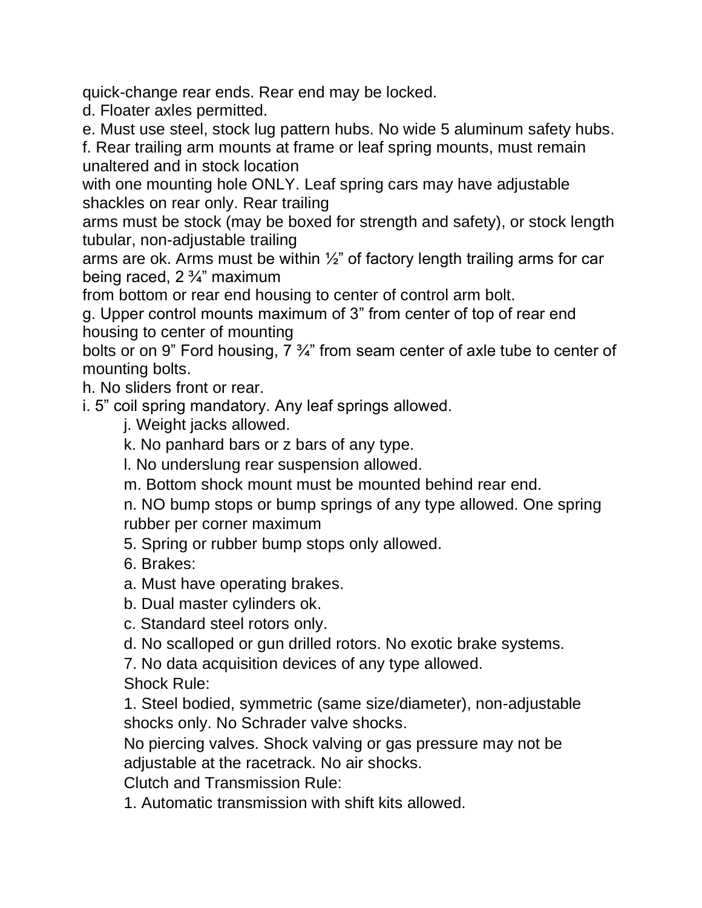quick-change rear ends. Rear end may be locked.

d. Floater axles permitted.

e. Must use steel, stock lug pattern hubs. No wide 5 aluminum safety hubs.

f. Rear trailing arm mounts at frame or leaf spring mounts, must remain unaltered and in stock location with one mounting hole ONLY. Leaf spring cars may have adjustable shackles on rear only. Rear trailing arms must be stock (may be boxed for strength and safety), or stock length tubular, non-adjustable trailing arms are ok. Arms must be within ½" of factory length trailing arms for car being raced, 2 ¾" maximum from bottom or rear end housing to center of control arm bolt.

g. Upper control mounts maximum of 3" from center of top of rear end housing to center of mounting bolts or on 9" Ford housing, 7 ¾" from seam center of axle tube to center of mounting bolts.

h. No sliders front or rear.

i. 5" coil spring mandatory. Any leaf springs allowed.

j. Weight jacks allowed.

k. No panhard bars or z bars of any type.

l. No underslung rear suspension allowed.

m. Bottom shock mount must be mounted behind rear end.

n. NO bump stops or bump springs of any type allowed. One spring rubber per corner maximum

5. Spring or rubber bump stops only allowed.

6. Brakes:

a. Must have operating brakes.

b. Dual master cylinders ok.

c. Standard steel rotors only.

d. No scalloped or gun drilled rotors. No exotic brake systems.

7. No data acquisition devices of any type allowed.

Shock Rule:

1. Steel bodied, symmetric (same size/diameter), non-adjustable shocks only. No Schrader valve shocks.

No piercing valves. Shock valving or gas pressure may not be adjustable at the racetrack. No air shocks.

Clutch and Transmission Rule:

1. Automatic transmission with shift kits allowed.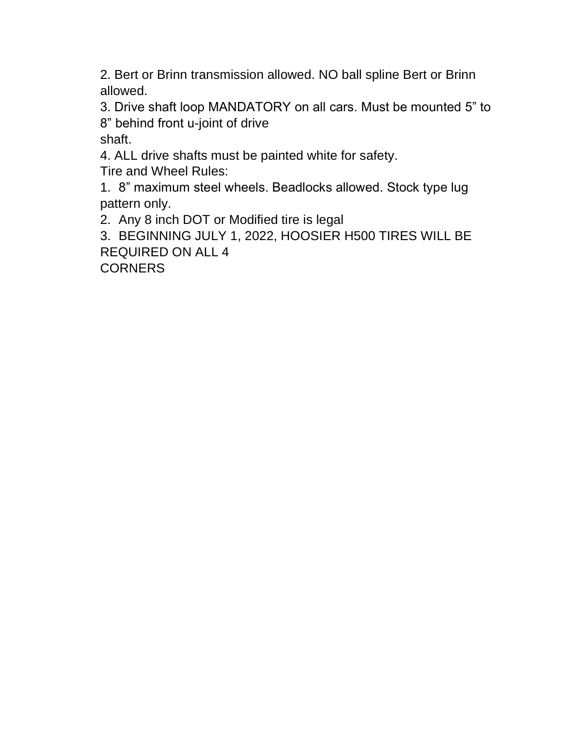2. Bert or Brinn transmission allowed. NO ball spline Bert or Brinn allowed.

3. Drive shaft loop MANDATORY on all cars. Must be mounted 5” to 8” behind front u-joint of drive shaft.

4. ALL drive shafts must be painted white for safety.

Tire and Wheel Rules:

1. 8” maximum steel wheels. Beadlocks allowed. Stock type lug pattern only.
2. Any 8 inch DOT or Modified tire is legal
3. BEGINNING JULY 1, 2022, HOOSIER H500 TIRES WILL BE REQUIRED ON ALL 4 CORNERS